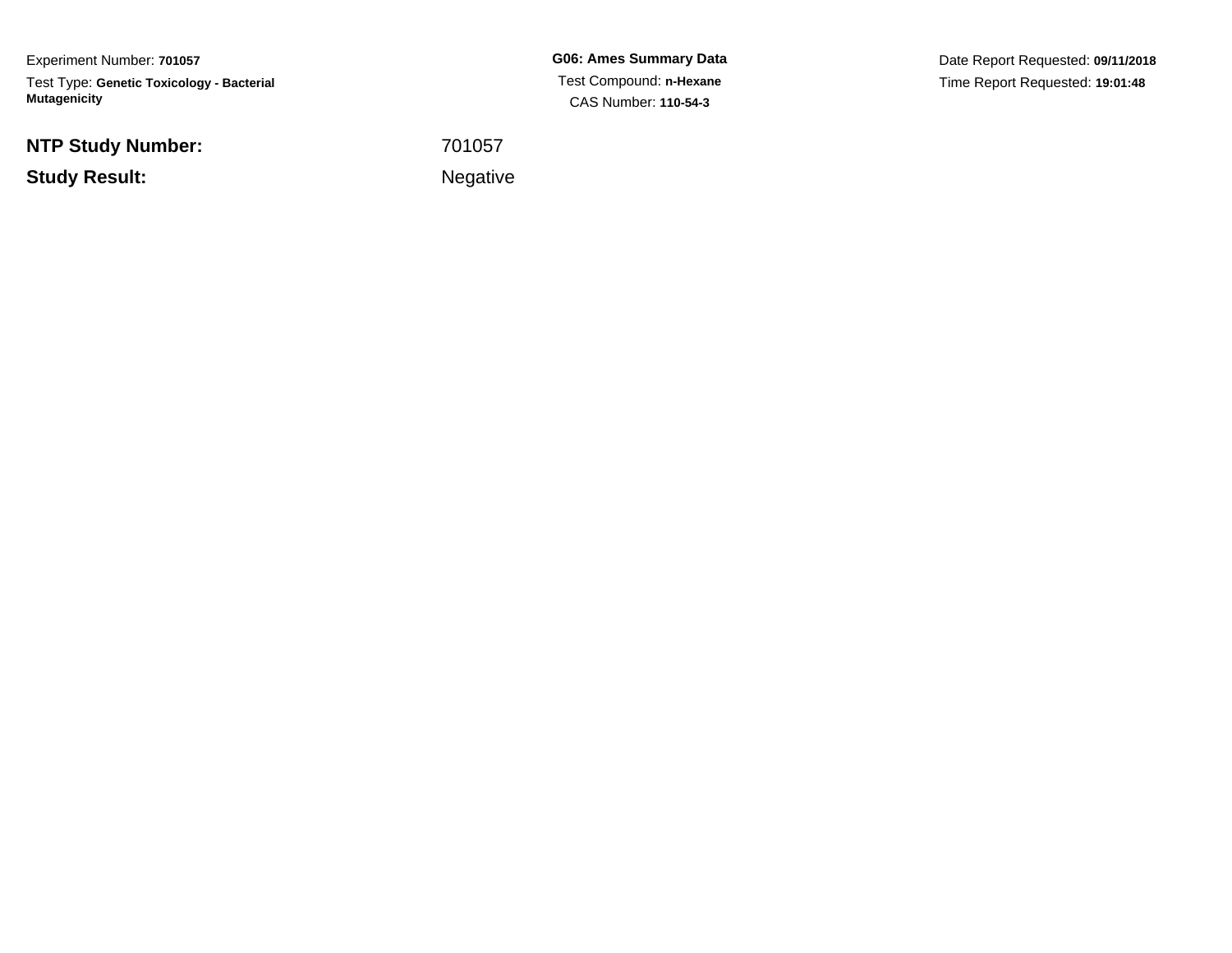Experiment Number: **701057**

Test Type: **Genetic Toxicology - Bacterial Mutagenicity**

**G06: Ames Summary Data**

Test Compound: **n-Hexane**

CAS Number: **110-54-3**

Date Report Requested: **09/11/2018**

Time Report Requested: **19:01:48**

| | |
|---|---|
| **NTP Study Number:** | 701057 |
| **Study Result:** | Negative |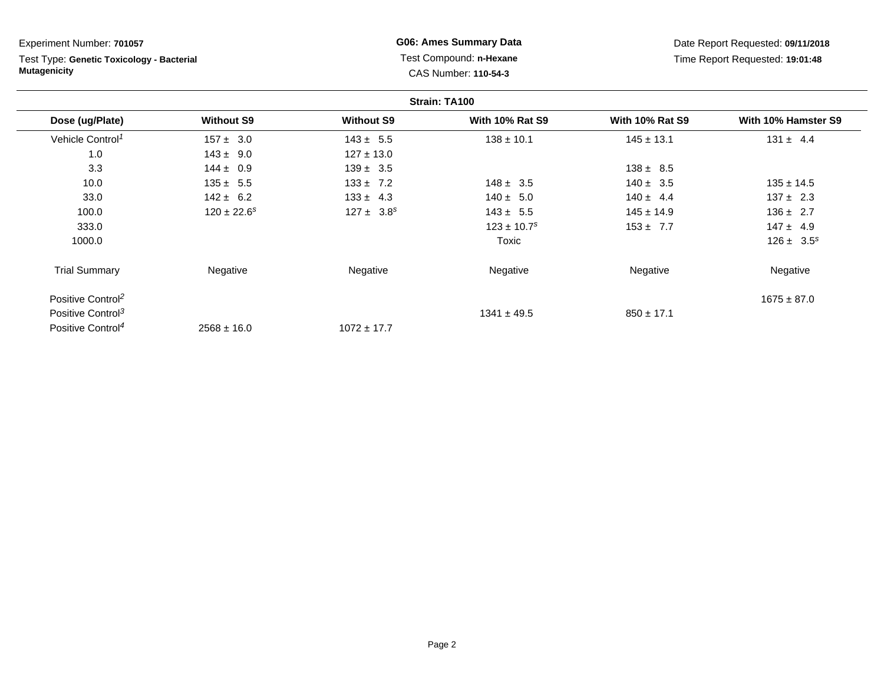Experiment Number: **701057**

Test Type: **Genetic Toxicology - Bacterial Mutagenicity**

**G06: Ames Summary Data**

Test Compound: **n-Hexane**

CAS Number: **110-54-3**

Date Report Requested: **09/11/2018**

Time Report Requested: **19:01:48**

**Strain: TA100**

| Dose (ug/Plate) | Without S9 | Without S9 | With 10% Rat S9 | With 10% Rat S9 | With 10% Hamster S9 |
|---|---|---|---|---|---|
| Vehicle Control[1] | 157 ± 3.0 | 143 ± 5.5 | 138 ± 10.1 | 145 ± 13.1 | 131 ± 4.4 |
| 1.0 | 143 ± 9.0 | 127 ± 13.0 | | | |
| 3.3 | 144 ± 0.9 | 139 ± 3.5 | | 138 ± 8.5 | |
| 10.0 | 135 ± 5.5 | 133 ± 7.2 | 148 ± 3.5 | 140 ± 3.5 | 135 ± 14.5 |
| 33.0 | 142 ± 6.2 | 133 ± 4.3 | 140 ± 5.0 | 140 ± 4.4 | 137 ± 2.3 |
| 100.0 | 120 ± 22.6[s] | 127 ± 3.8[s] | 143 ± 5.5 | 145 ± 14.9 | 136 ± 2.7 |
| 333.0 | | | 123 ± 10.7[s] | 153 ± 7.7 | 147 ± 4.9 |
| 1000.0 | | | Toxic | | 126 ± 3.5[s] |
| Trial Summary | Negative | Negative | Negative | Negative | Negative |
| Positive Control[2] | | | | | 1675 ± 87.0 |
| Positive Control[3] | | | 1341 ± 49.5 | 850 ± 17.1 | |
| Positive Control[4] | 2568 ± 16.0 | 1072 ± 17.7 | | | |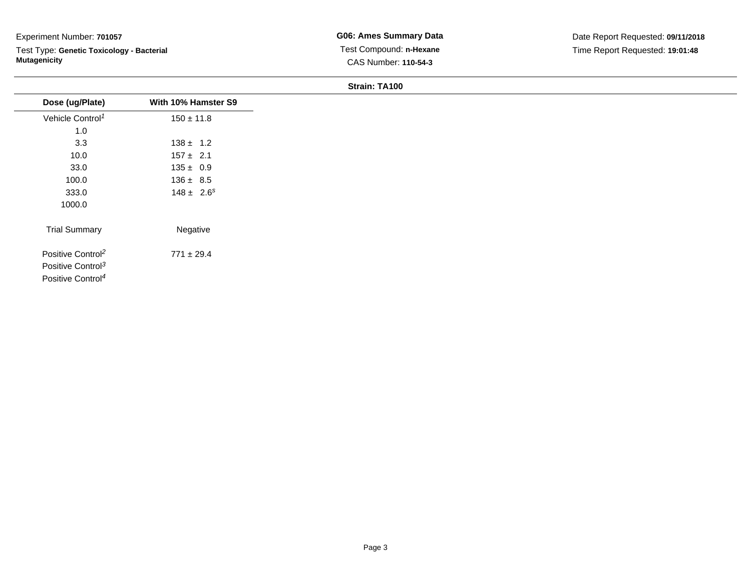Experiment Number: **701057**

Test Type: **Genetic Toxicology - Bacterial Mutagenicity**

**G06: Ames Summary Data**

Test Compound: **n-Hexane**

CAS Number: **110-54-3**

Date Report Requested: **09/11/2018**

Time Report Requested: **19:01:48**

**Strain: TA100**

| Dose (ug/Plate) | With 10% Hamster S9 |
|---|---|
| Vehicle Control[1] | 150 ± 11.8 |
| 1.0 | |
| 3.3 | 138 ± 1.2 |
| 10.0 | 157 ± 2.1 |
| 33.0 | 135 ± 0.9 |
| 100.0 | 136 ± 8.5 |
| 333.0 | 148 ± 2.6[s] |
| 1000.0 | |
| Trial Summary | Negative |
| Positive Control[2] | 771 ± 29.4 |
| Positive Control[3] | |
| Positive Control[4] | |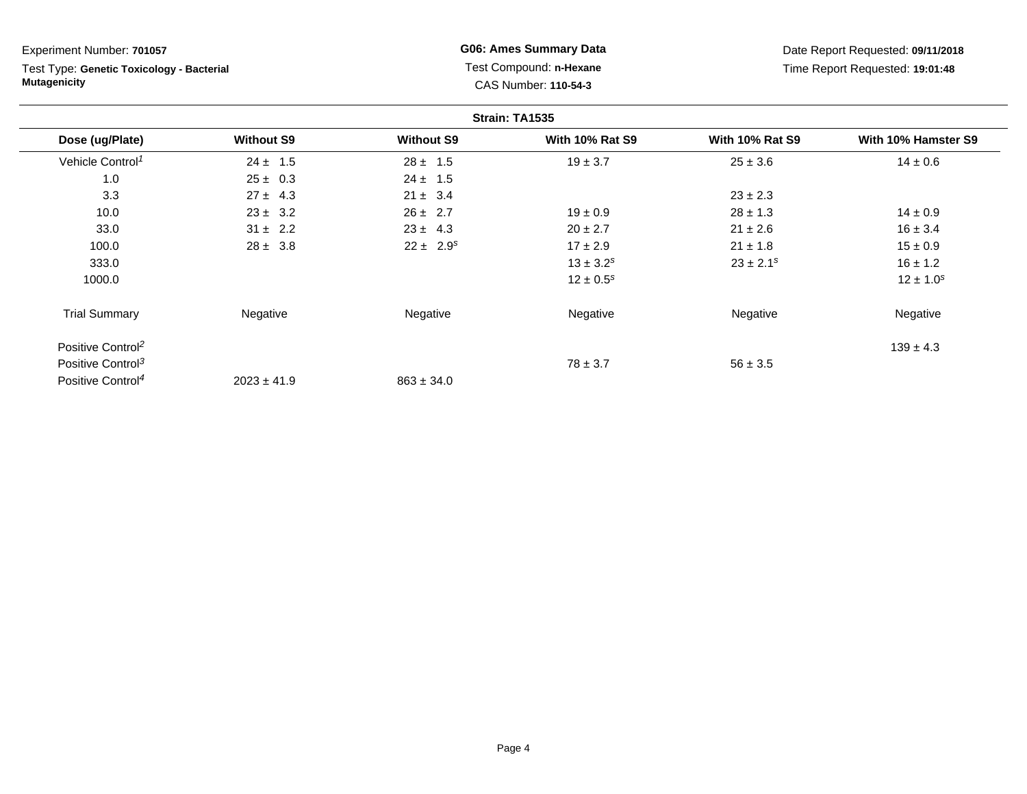Experiment Number: **701057**

Test Type: **Genetic Toxicology - Bacterial Mutagenicity**

**G06: Ames Summary Data**

Test Compound: **n-Hexane**

CAS Number: **110-54-3**

Date Report Requested: **09/11/2018**

Time Report Requested: **19:01:48**

**Strain: TA1535**

| Dose (ug/Plate) | Without S9 | Without S9 | With 10% Rat S9 | With 10% Rat S9 | With 10% Hamster S9 |
|---|---|---|---|---|---|
| Vehicle Control[1] | 24 ± 1.5 | 28 ± 1.5 | 19 ± 3.7 | 25 ± 3.6 | 14 ± 0.6 |
| 1.0 | 25 ± 0.3 | 24 ± 1.5 | | | |
| 3.3 | 27 ± 4.3 | 21 ± 3.4 | | 23 ± 2.3 | |
| 10.0 | 23 ± 3.2 | 26 ± 2.7 | 19 ± 0.9 | 28 ± 1.3 | 14 ± 0.9 |
| 33.0 | 31 ± 2.2 | 23 ± 4.3 | 20 ± 2.7 | 21 ± 2.6 | 16 ± 3.4 |
| 100.0 | 28 ± 3.8 | 22 ± 2.9[s] | 17 ± 2.9 | 21 ± 1.8 | 15 ± 0.9 |
| 333.0 | | | 13 ± 3.2[s] | 23 ± 2.1[s] | 16 ± 1.2 |
| 1000.0 | | | 12 ± 0.5[s] | | 12 ± 1.0[s] |
| Trial Summary | Negative | Negative | Negative | Negative | Negative |
| Positive Control[2] | | | | | 139 ± 4.3 |
| Positive Control[3] | | | 78 ± 3.7 | 56 ± 3.5 | |
| Positive Control[4] | 2023 ± 41.9 | 863 ± 34.0 | | | |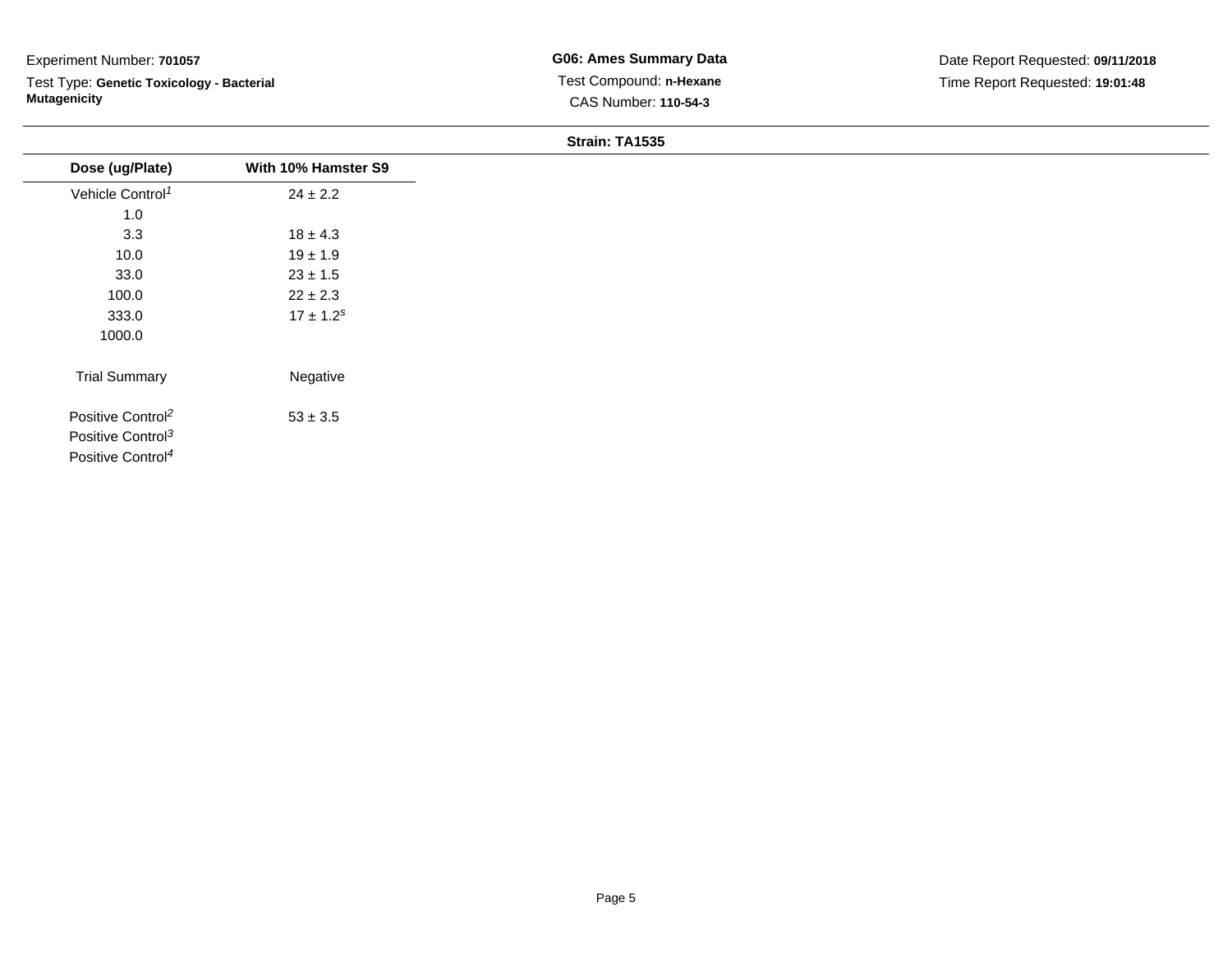Experiment Number: **701057**

Test Type: **Genetic Toxicology - Bacterial Mutagenicity**

**G06: Ames Summary Data**

Test Compound: **n-Hexane**

CAS Number: **110-54-3**

Date Report Requested: **09/11/2018**

Time Report Requested: **19:01:48**

**Strain: TA1535**

| Dose (ug/Plate) | With 10% Hamster S9 |
|---|---|
| Vehicle Control[1] | 24 ± 2.2 |
| 1.0 | |
| 3.3 | 18 ± 4.3 |
| 10.0 | 19 ± 1.9 |
| 33.0 | 23 ± 1.5 |
| 100.0 | 22 ± 2.3 |
| 333.0 | 17 ± 1.2[s] |
| 1000.0 | |
| Trial Summary | Negative |
| Positive Control[2] | 53 ± 3.5 |
| Positive Control[3] | |
| Positive Control[4] | |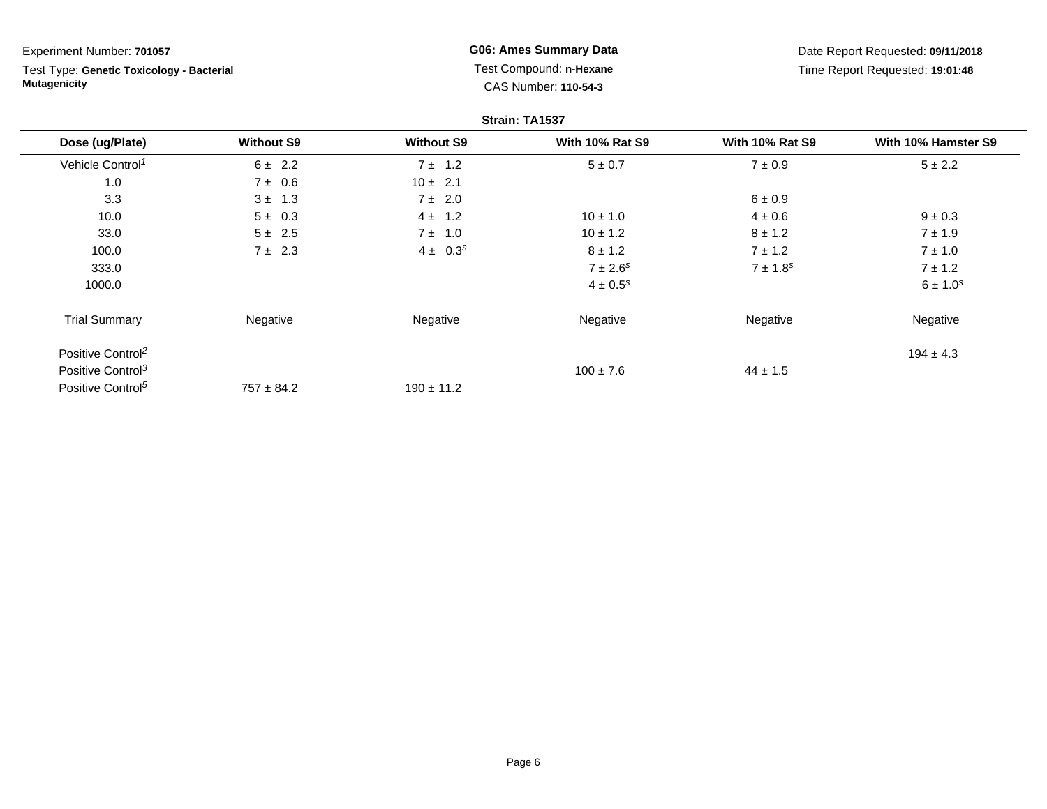Experiment Number: **701057**

Test Type: **Genetic Toxicology - Bacterial Mutagenicity**

**G06: Ames Summary Data**

Test Compound: **n-Hexane**

CAS Number: **110-54-3**

Date Report Requested: **09/11/2018**

Time Report Requested: **19:01:48**

**Strain: TA1537**

| Dose (ug/Plate) | Without S9 | Without S9 | With 10% Rat S9 | With 10% Rat S9 | With 10% Hamster S9 |
|---|---|---|---|---|---|
| Vehicle Control[1] | 6 ± 2.2 | 7 ± 1.2 | 5 ± 0.7 | 7 ± 0.9 | 5 ± 2.2 |
| 1.0 | 7 ± 0.6 | 10 ± 2.1 | | | |
| 3.3 | 3 ± 1.3 | 7 ± 2.0 | | 6 ± 0.9 | |
| 10.0 | 5 ± 0.3 | 4 ± 1.2 | 10 ± 1.0 | 4 ± 0.6 | 9 ± 0.3 |
| 33.0 | 5 ± 2.5 | 7 ± 1.0 | 10 ± 1.2 | 8 ± 1.2 | 7 ± 1.9 |
| 100.0 | 7 ± 2.3 | 4 ± 0.3[s] | 8 ± 1.2 | 7 ± 1.2 | 7 ± 1.0 |
| 333.0 | | | 7 ± 2.6[s] | 7 ± 1.8[s] | 7 ± 1.2 |
| 1000.0 | | | 4 ± 0.5[s] | | 6 ± 1.0[s] |
| Trial Summary | Negative | Negative | Negative | Negative | Negative |
| Positive Control[2] | | | | | 194 ± 4.3 |
| Positive Control[3] | | | 100 ± 7.6 | 44 ± 1.5 | |
| Positive Control[5] | 757 ± 84.2 | 190 ± 11.2 | | | |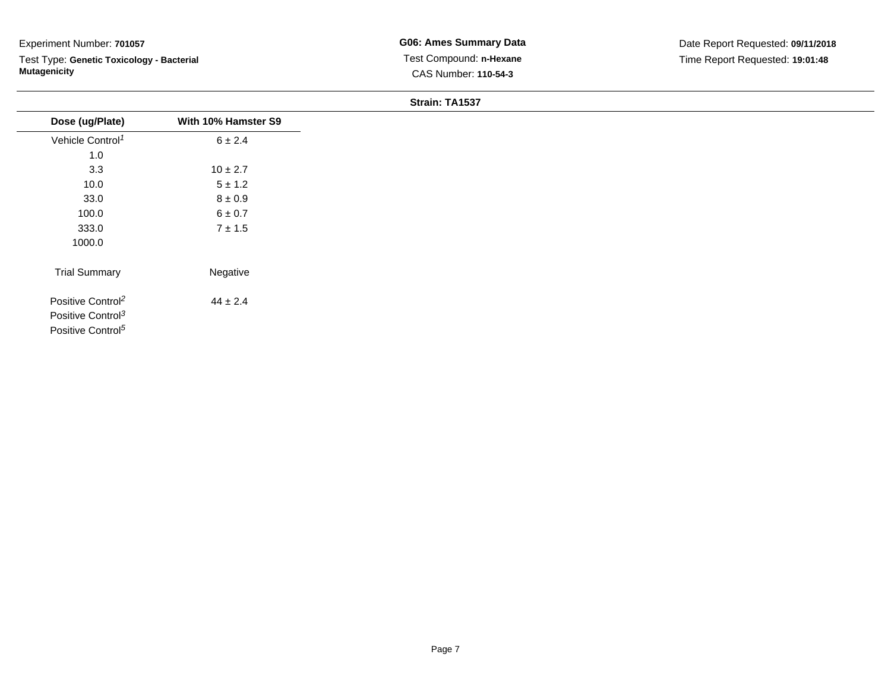Experiment Number: **701057**

Test Type: **Genetic Toxicology - Bacterial Mutagenicity**

**G06: Ames Summary Data**

Test Compound: **n-Hexane**

CAS Number: **110-54-3**

Date Report Requested: **09/11/2018**

Time Report Requested: **19:01:48**

**Strain: TA1537**

| Dose (ug/Plate) | With 10% Hamster S9 |
|---|---|
| Vehicle Control[1] | 6 ± 2.4 |
| 1.0 | |
| 3.3 | 10 ± 2.7 |
| 10.0 | 5 ± 1.2 |
| 33.0 | 8 ± 0.9 |
| 100.0 | 6 ± 0.7 |
| 333.0 | 7 ± 1.5 |
| 1000.0 | |
| Trial Summary | Negative |
| Positive Control[2] | 44 ± 2.4 |
| Positive Control[3] | |
| Positive Control[5] | |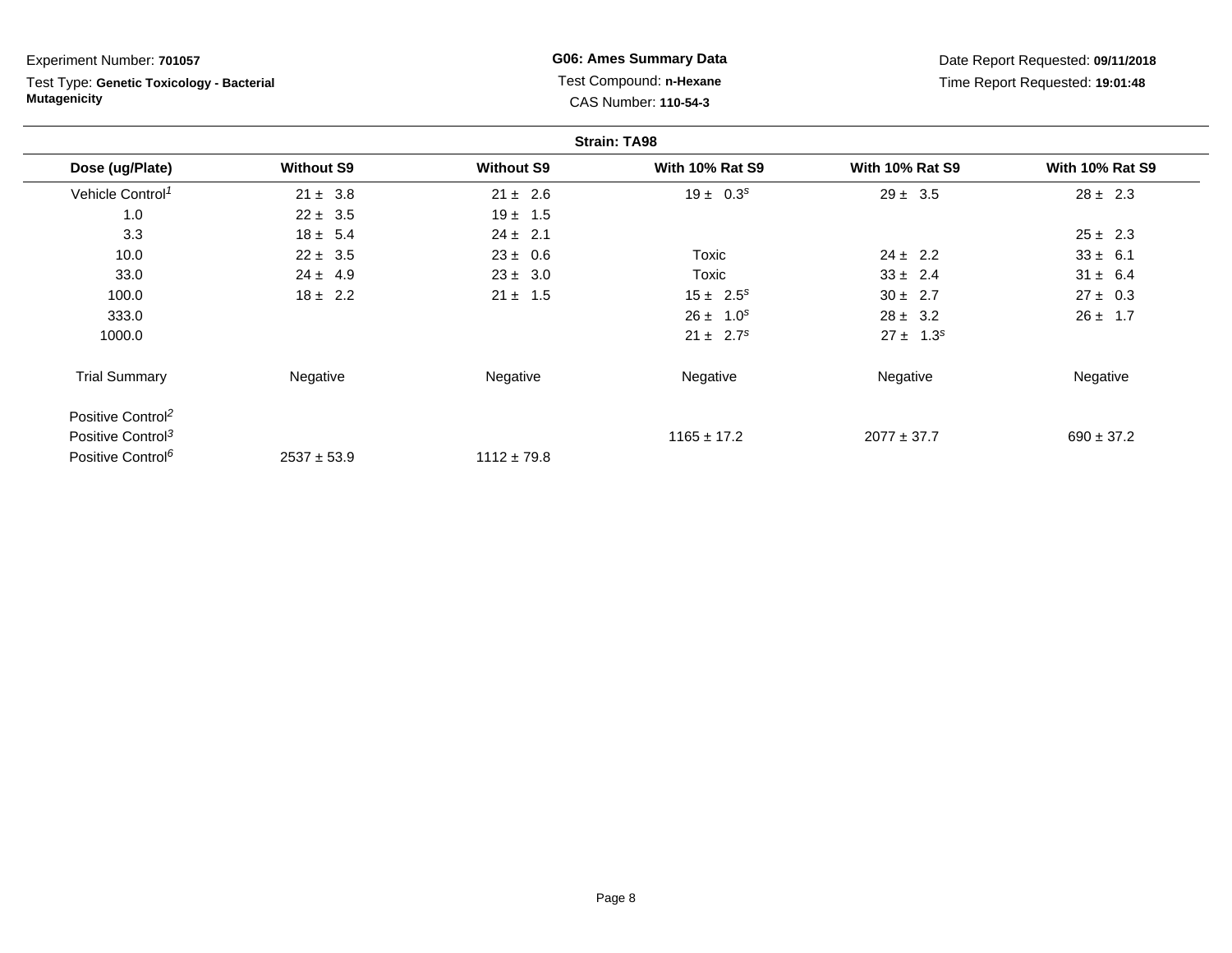Experiment Number: **701057**

Test Type: **Genetic Toxicology - Bacterial Mutagenicity**

**G06: Ames Summary Data**

Test Compound: **n-Hexane**

CAS Number: **110-54-3**

Date Report Requested: **09/11/2018**

Time Report Requested: **19:01:48**

**Strain: TA98**

| Dose (ug/Plate) | Without S9 | Without S9 | With 10% Rat S9 | With 10% Rat S9 | With 10% Rat S9 |
|---|---|---|---|---|---|
| Vehicle Control[1] | 21 ± 3.8 | 21 ± 2.6 | 19 ± 0.3[s] | 29 ± 3.5 | 28 ± 2.3 |
| 1.0 | 22 ± 3.5 | 19 ± 1.5 | | | |
| 3.3 | 18 ± 5.4 | 24 ± 2.1 | | | 25 ± 2.3 |
| 10.0 | 22 ± 3.5 | 23 ± 0.6 | Toxic | 24 ± 2.2 | 33 ± 6.1 |
| 33.0 | 24 ± 4.9 | 23 ± 3.0 | Toxic | 33 ± 2.4 | 31 ± 6.4 |
| 100.0 | 18 ± 2.2 | 21 ± 1.5 | 15 ± 2.5[s] | 30 ± 2.7 | 27 ± 0.3 |
| 333.0 | | | 26 ± 1.0[s] | 28 ± 3.2 | 26 ± 1.7 |
| 1000.0 | | | 21 ± 2.7[s] | 27 ± 1.3[s] | |
| Trial Summary | Negative | Negative | Negative | Negative | Negative |
| Positive Control[2] | | | | | |
| Positive Control[3] | | | 1165 ± 17.2 | 2077 ± 37.7 | 690 ± 37.2 |
| Positive Control[6] | 2537 ± 53.9 | 1112 ± 79.8 | | | |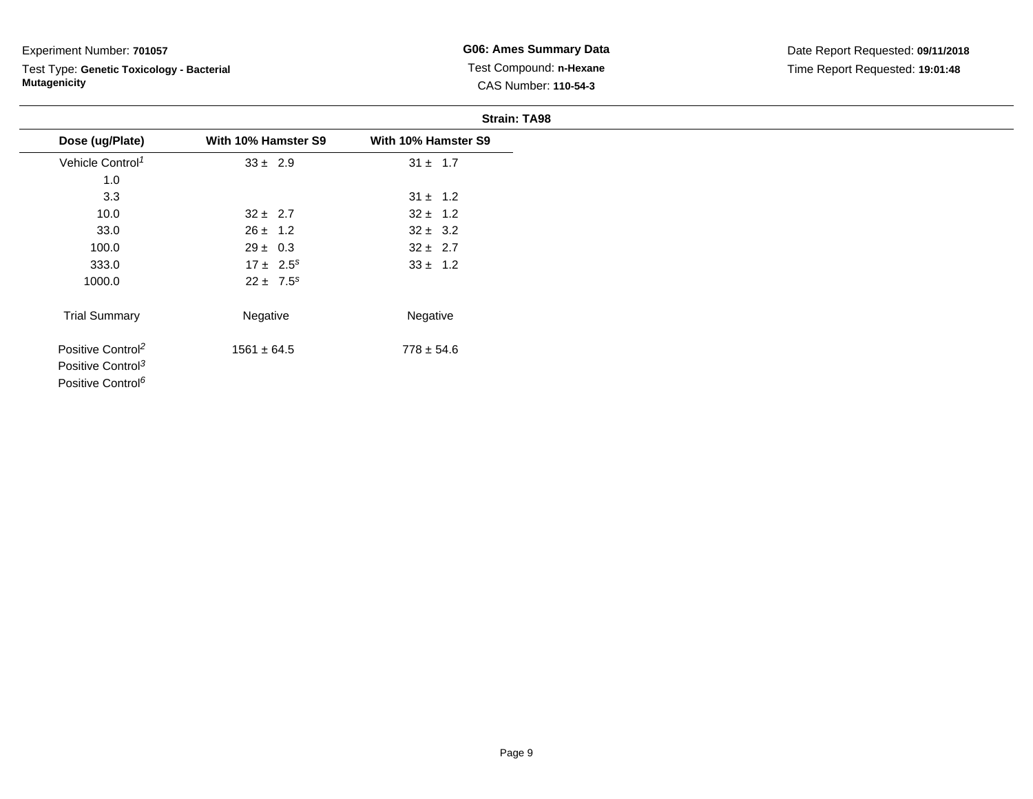Experiment Number: **701057**

Test Type: **Genetic Toxicology - Bacterial Mutagenicity**

**G06: Ames Summary Data**

Test Compound: **n-Hexane**

CAS Number: **110-54-3**

Date Report Requested: **09/11/2018**

Time Report Requested: **19:01:48**

**Strain: TA98**

| Dose (ug/Plate) | With 10% Hamster S9 | With 10% Hamster S9 |
|---|---|---|
| Vehicle Control[1] | 33 ± 2.9 | 31 ± 1.7 |
| 1.0 | | |
| 3.3 | | 31 ± 1.2 |
| 10.0 | 32 ± 2.7 | 32 ± 1.2 |
| 33.0 | 26 ± 1.2 | 32 ± 3.2 |
| 100.0 | 29 ± 0.3 | 32 ± 2.7 |
| 333.0 | 17 ± 2.5[s] | 33 ± 1.2 |
| 1000.0 | 22 ± 7.5[s] | |
| Trial Summary | Negative | Negative |
| Positive Control[2] | 1561 ± 64.5 | 778 ± 54.6 |
| Positive Control[3] | | |
| Positive Control[6] | | |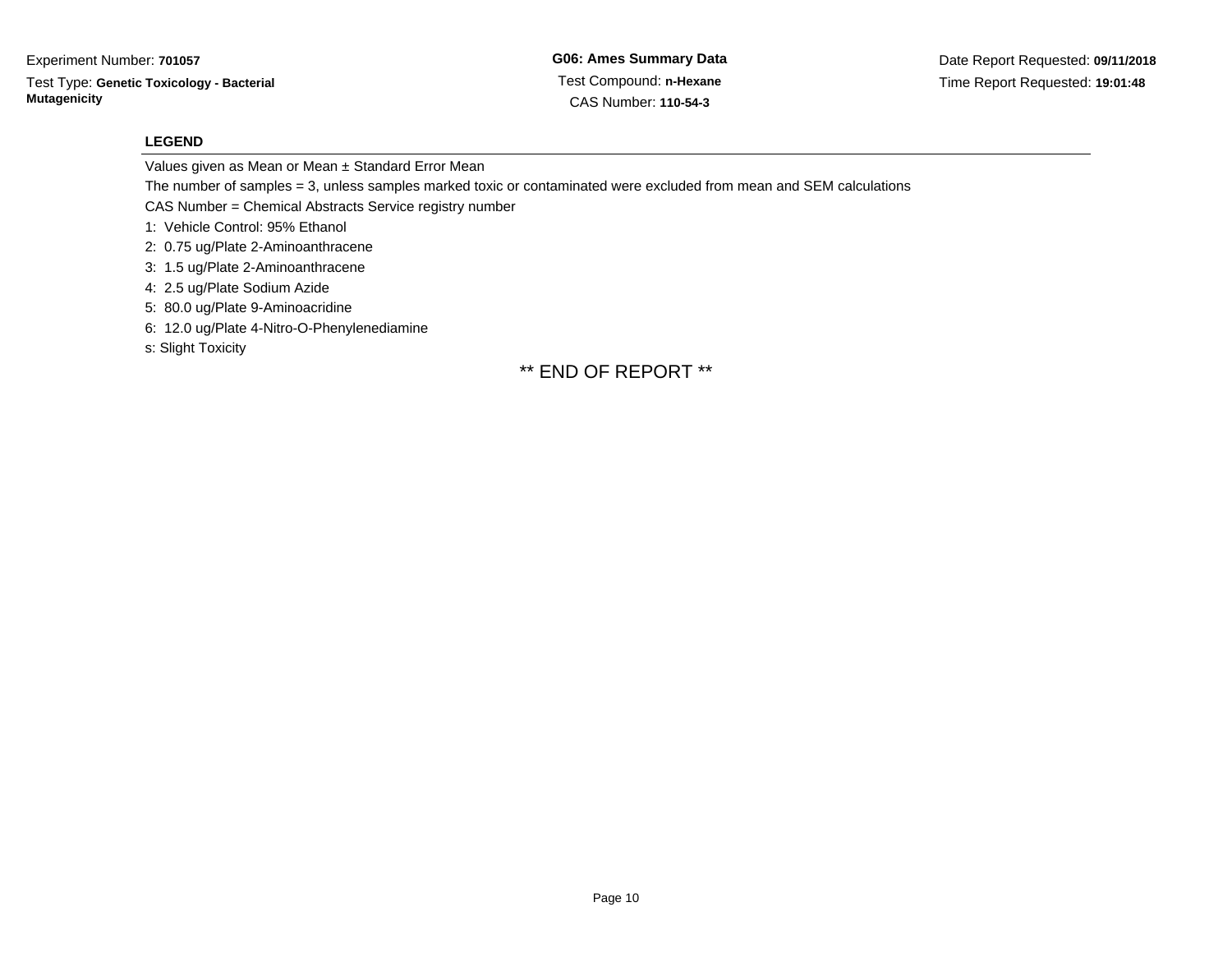#### LEGEND

Values given as Mean or Mean ± Standard Error Mean

The number of samples = 3, unless samples marked toxic or contaminated were excluded from mean and SEM calculations

CAS Number = Chemical Abstracts Service registry number

1: Vehicle Control: 95% Ethanol

2: 0.75 ug/Plate 2-Aminoanthracene

3: 1.5 ug/Plate 2-Aminoanthracene

4: 2.5 ug/Plate Sodium Azide

5: 80.0 ug/Plate 9-Aminoacridine

6: 12.0 ug/Plate 4-Nitro-O-Phenylenediamine

s: Slight Toxicity

** END OF REPORT **